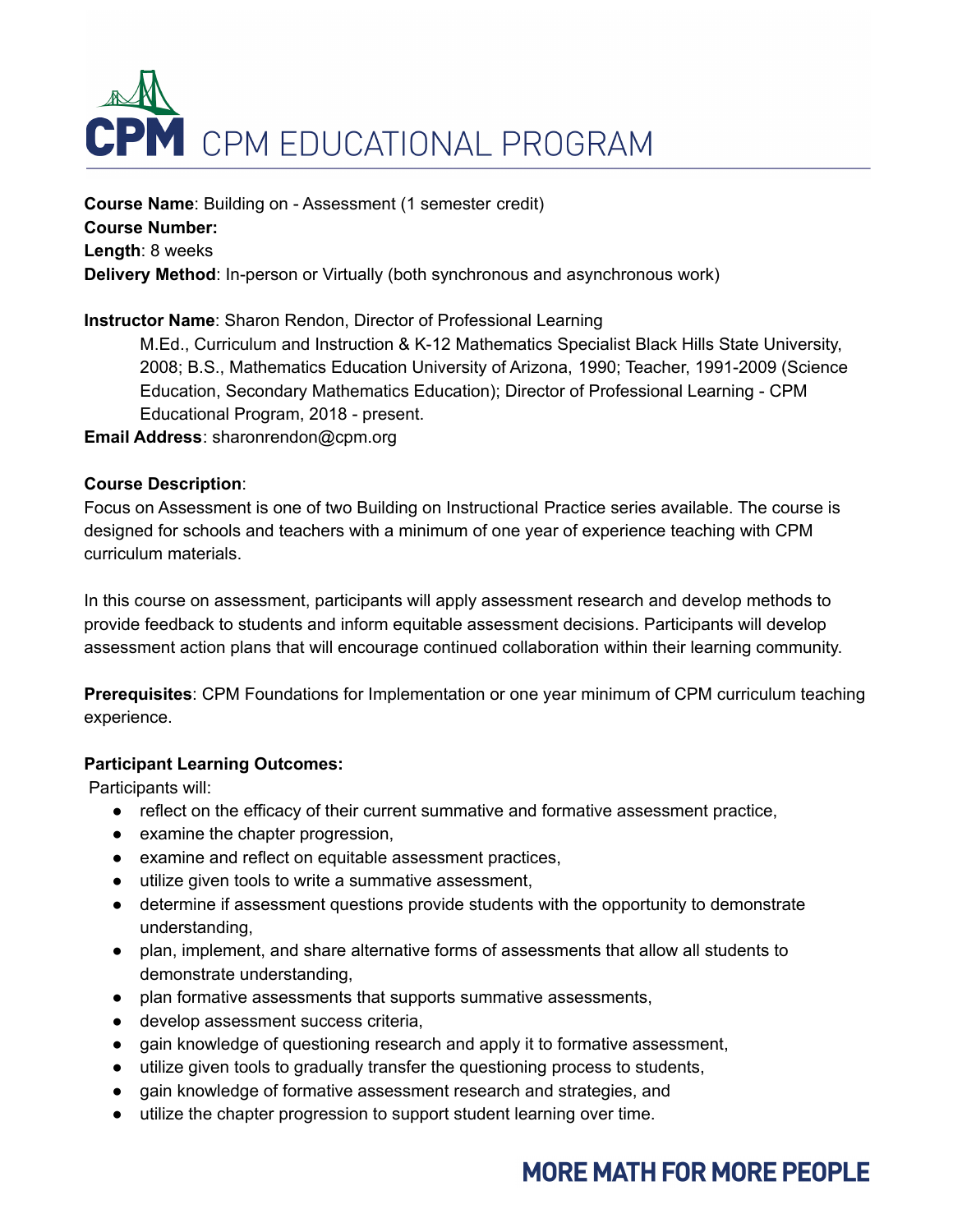# CPM EDUCATIONAL PROGRAM

**Course Name**: Building on - Assessment (1 semester credit)
**Course Number:**
**Length**: 8 weeks
**Delivery Method**: In-person or Virtually (both synchronous and asynchronous work)

**Instructor Name**: Sharon Rendon, Director of Professional Learning
M.Ed., Curriculum and Instruction & K-12 Mathematics Specialist Black Hills State University, 2008; B.S., Mathematics Education University of Arizona, 1990; Teacher, 1991-2009 (Science Education, Secondary Mathematics Education); Director of Professional Learning - CPM Educational Program, 2018 - present.
**Email Address**: sharonrendon@cpm.org

**Course Description**:
Focus on Assessment is one of two Building on Instructional Practice series available. The course is designed for schools and teachers with a minimum of one year of experience teaching with CPM curriculum materials.

In this course on assessment, participants will apply assessment research and develop methods to provide feedback to students and inform equitable assessment decisions. Participants will develop assessment action plans that will encourage continued collaboration within their learning community.

**Prerequisites**: CPM Foundations for Implementation or one year minimum of CPM curriculum teaching experience.

**Participant Learning Outcomes:**
Participants will:

- reflect on the efficacy of their current summative and formative assessment practice,
- examine the chapter progression,
- examine and reflect on equitable assessment practices,
- utilize given tools to write a summative assessment,
- determine if assessment questions provide students with the opportunity to demonstrate understanding,
- plan, implement, and share alternative forms of assessments that allow all students to demonstrate understanding,
- plan formative assessments that supports summative assessments,
- develop assessment success criteria,
- gain knowledge of questioning research and apply it to formative assessment,
- utilize given tools to gradually transfer the questioning process to students,
- gain knowledge of formative assessment research and strategies, and
- utilize the chapter progression to support student learning over time.

**MORE MATH FOR MORE PEOPLE**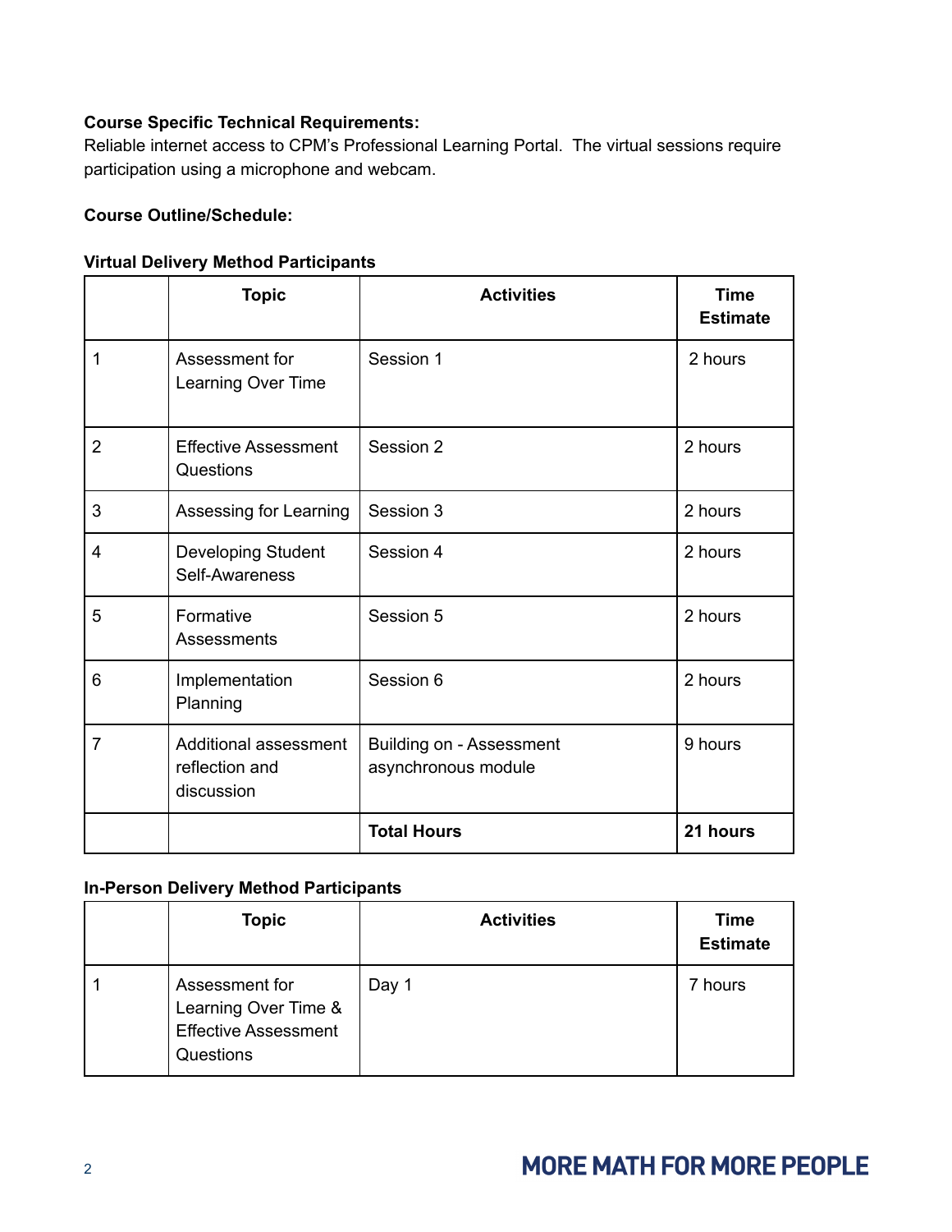**Course Specific Technical Requirements:**
Reliable internet access to CPM's Professional Learning Portal. The virtual sessions require participation using a microphone and webcam.

**Course Outline/Schedule:**

**Virtual Delivery Method Participants**

| | Topic | Activities | Time Estimate |
|---|---|---|---|
| 1 | Assessment for Learning Over Time | Session 1 | 2 hours |
| 2 | Effective Assessment Questions | Session 2 | 2 hours |
| 3 | Assessing for Learning | Session 3 | 2 hours |
| 4 | Developing Student Self-Awareness | Session 4 | 2 hours |
| 5 | Formative Assessments | Session 5 | 2 hours |
| 6 | Implementation Planning | Session 6 | 2 hours |
| 7 | Additional assessment reflection and discussion | Building on - Assessment asynchronous module | 9 hours |
| | | **Total Hours** | **21 hours** |

**In-Person Delivery Method Participants**

| | Topic | Activities | Time Estimate |
|---|---|---|---|
| 1 | Assessment for Learning Over Time & Effective Assessment Questions | Day 1 | 7 hours |

MORE MATH FOR MORE PEOPLE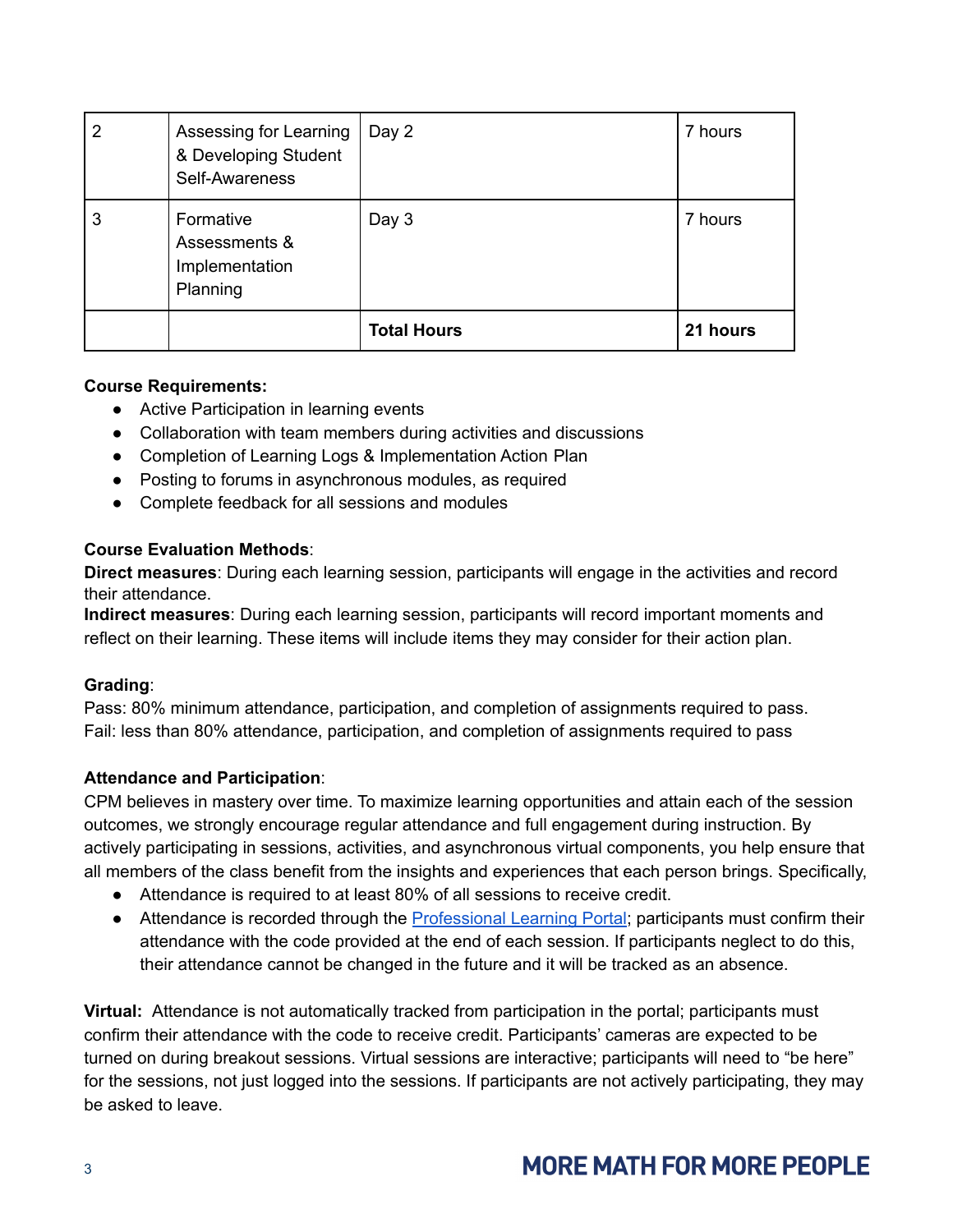| 2 | Assessing for Learning & Developing Student Self-Awareness | Day 2 | 7 hours |
|---|---|---|---|
| 3 | Formative Assessments & Implementation Planning | Day 3 | 7 hours |
| | | **Total Hours** | **21 hours** |

**Course Requirements:**

- Active Participation in learning events
- Collaboration with team members during activities and discussions
- Completion of Learning Logs & Implementation Action Plan
- Posting to forums in asynchronous modules, as required
- Complete feedback for all sessions and modules

**Course Evaluation Methods**:

**Direct measures**: During each learning session, participants will engage in the activities and record their attendance.

**Indirect measures**: During each learning session, participants will record important moments and reflect on their learning. These items will include items they may consider for their action plan.

**Grading**:

Pass: 80% minimum attendance, participation, and completion of assignments required to pass.

Fail: less than 80% attendance, participation, and completion of assignments required to pass

**Attendance and Participation**:

CPM believes in mastery over time. To maximize learning opportunities and attain each of the session outcomes, we strongly encourage regular attendance and full engagement during instruction. By actively participating in sessions, activities, and asynchronous virtual components, you help ensure that all members of the class benefit from the insights and experiences that each person brings. Specifically,

- Attendance is required to at least 80% of all sessions to receive credit.
- Attendance is recorded through the Professional Learning Portal; participants must confirm their attendance with the code provided at the end of each session. If participants neglect to do this, their attendance cannot be changed in the future and it will be tracked as an absence.

**Virtual:** Attendance is not automatically tracked from participation in the portal; participants must confirm their attendance with the code to receive credit. Participants' cameras are expected to be turned on during breakout sessions. Virtual sessions are interactive; participants will need to "be here" for the sessions, not just logged into the sessions. If participants are not actively participating, they may be asked to leave.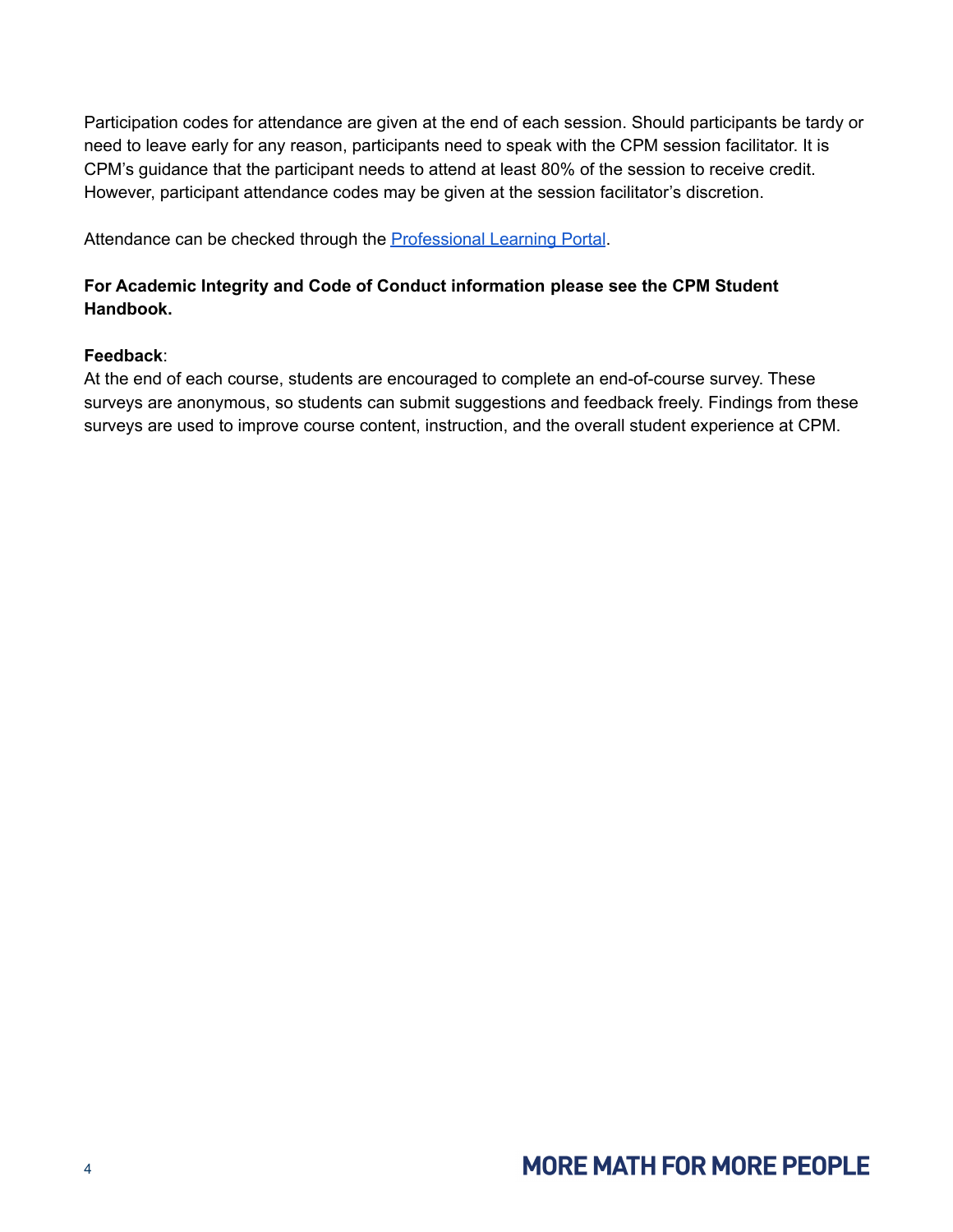Participation codes for attendance are given at the end of each session. Should participants be tardy or need to leave early for any reason, participants need to speak with the CPM session facilitator. It is CPM's guidance that the participant needs to attend at least 80% of the session to receive credit. However, participant attendance codes may be given at the session facilitator's discretion.

Attendance can be checked through the Professional Learning Portal.

**For Academic Integrity and Code of Conduct information please see the CPM Student Handbook.**

**Feedback**:
At the end of each course, students are encouraged to complete an end-of-course survey. These surveys are anonymous, so students can submit suggestions and feedback freely. Findings from these surveys are used to improve course content, instruction, and the overall student experience at CPM.